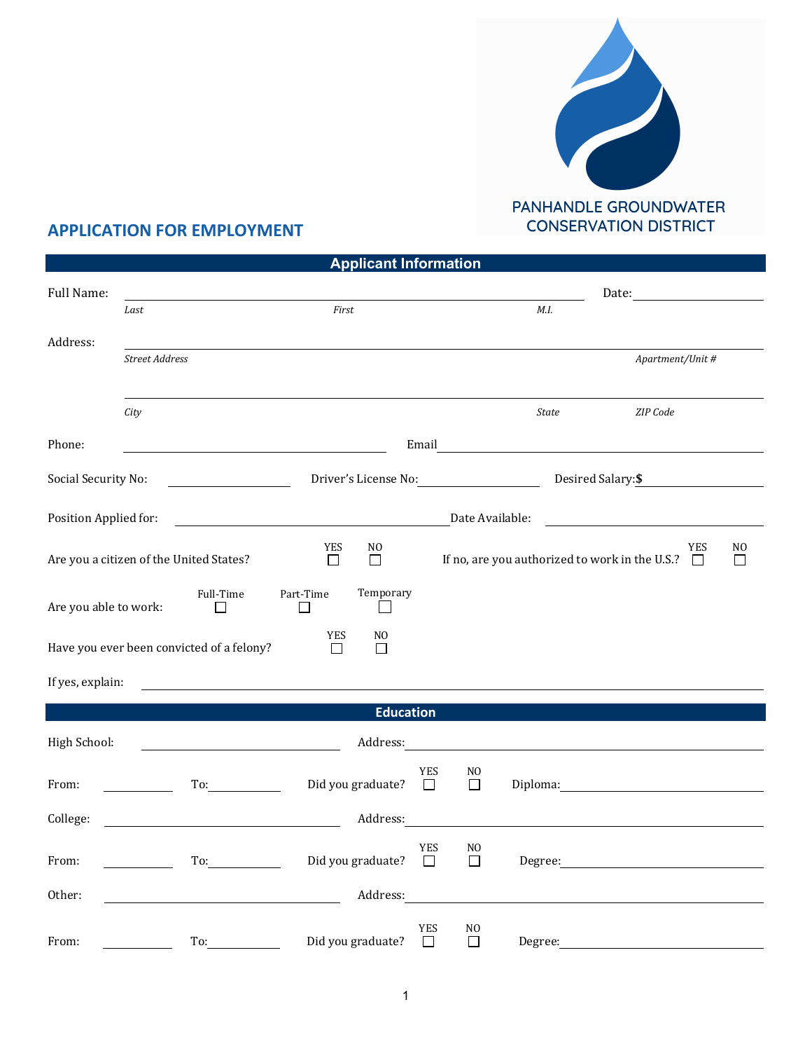PANHANDLE GROUNDWATER CONSERVATION DISTRICT

# APPLICATION FOR EMPLOYMENT

## Applicant Information

Full Name: ______________________________ Date: __________

*Last* *First* *M.I.*

Address: ______________________________

*Street Address* *Apartment/Unit #*

______________________________

*City* *State* *ZIP Code*

Phone: ______________ Email ______________

Social Security No: __________ Driver's License No: __________ Desired Salary: **$** __________

Position Applied for: ______________ Date Available: ______________

Are you a citizen of the United States? YES ☐ NO ☐ If no, are you authorized to work in the U.S.? YES ☐ NO ☐

Are you able to work: Full-Time ☐ Part-Time ☐ Temporary ☐

Have you ever been convicted of a felony? YES ☐ NO ☐

If yes, explain: ______________________________

## Education

High School: ______________ Address: ______________

From: ________ To: ________ Did you graduate? YES ☐ NO ☐ Diploma: ______________

College: ______________ Address: ______________

From: ________ To: ________ Did you graduate? YES ☐ NO ☐ Degree: ______________

Other: ______________ Address: ______________

From: ________ To: ________ Did you graduate? YES ☐ NO ☐ Degree: ______________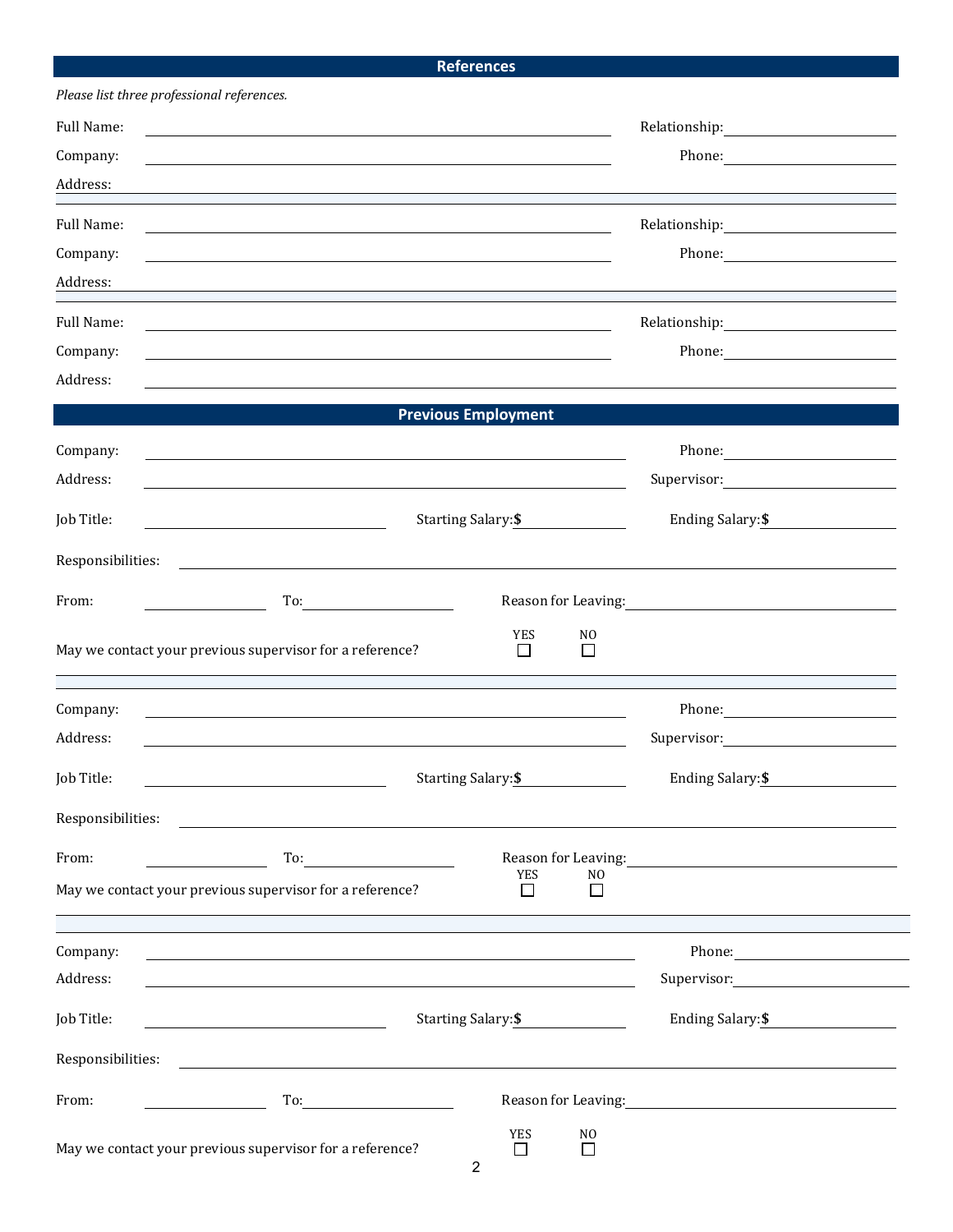## References

*Please list three professional references.*

Full Name: ______________________________ Relationship: ______________

Company: ______________________________ Phone: ______________

Address: ______________________________________________

---

Full Name: ______________________________ Relationship: ______________

Company: ______________________________ Phone: ______________

Address: ______________________________________________

---

Full Name: ______________________________ Relationship: ______________

Company: ______________________________ Phone: ______________

Address: ______________________________________________

## Previous Employment

Company: ______________________________ Phone: ______________

Address: ______________________________ Supervisor: ______________

Job Title: ______________ Starting Salary: $ __________ Ending Salary: $ __________

Responsibilities: ______________________________________________

From: __________ To: __________ Reason for Leaving: ______________________

May we contact your previous supervisor for a reference? YES ☐ NO ☐

---

Company: ______________________________ Phone: ______________

Address: ______________________________ Supervisor: ______________

Job Title: ______________ Starting Salary: $ __________ Ending Salary: $ __________

Responsibilities: ______________________________________________

From: __________ To: __________ Reason for Leaving: ______________________

May we contact your previous supervisor for a reference? YES ☐ NO ☐

---

Company: ______________________________ Phone: ______________

Address: ______________________________ Supervisor: ______________

Job Title: ______________ Starting Salary: $ __________ Ending Salary: $ __________

Responsibilities: ______________________________________________

From: __________ To: __________ Reason for Leaving: ______________________

May we contact your previous supervisor for a reference? YES ☐ NO ☐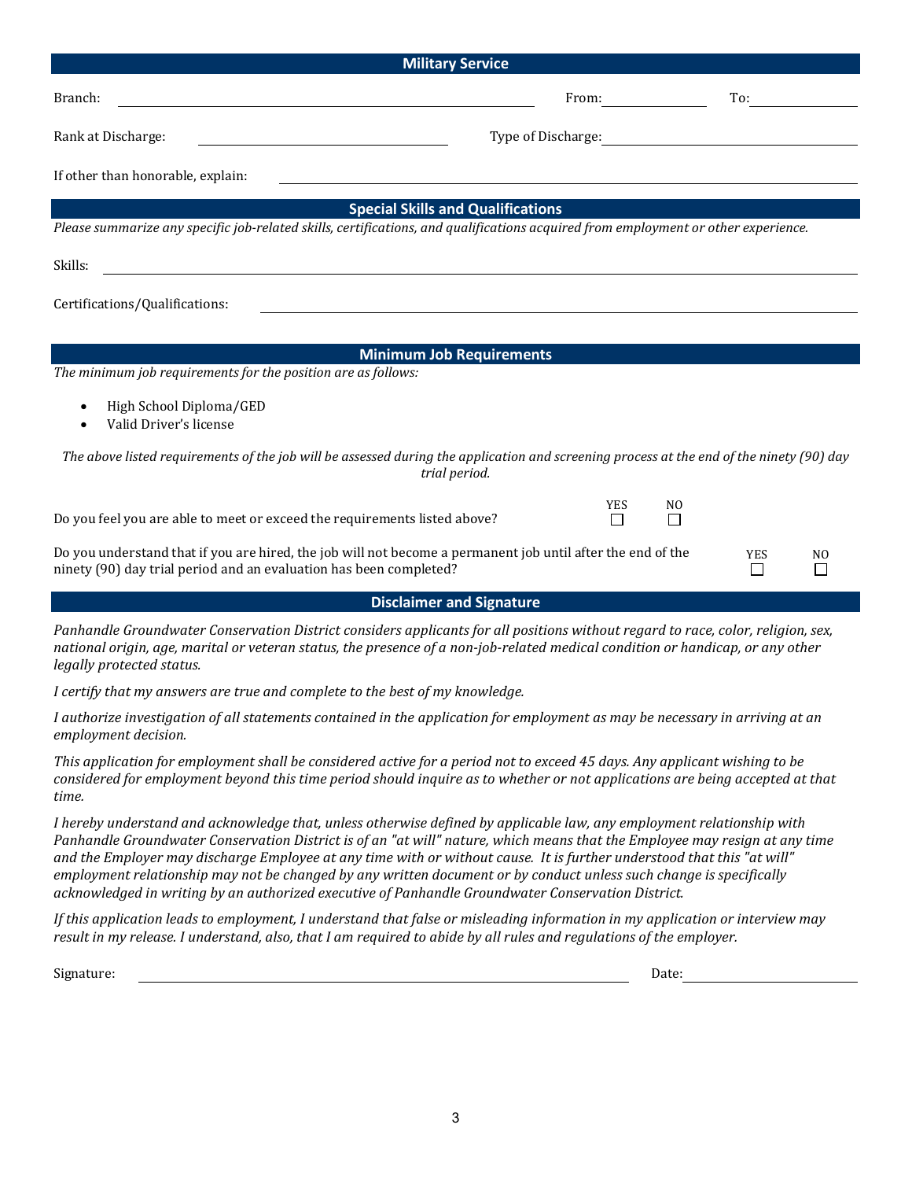## Military Service

Branch: ______________________________ From: __________ To: __________

Rank at Discharge: ______________________ Type of Discharge: ______________________

If other than honorable, explain: ______________________________________________

## Special Skills and Qualifications

*Please summarize any specific job-related skills, certifications, and qualifications acquired from employment or other experience.*

Skills: ______________________________________________

Certifications/Qualifications: ______________________________________________

## Minimum Job Requirements

*The minimum job requirements for the position are as follows:*

- High School Diploma/GED
- Valid Driver's license

*The above listed requirements of the job will be assessed during the application and screening process at the end of the ninety (90) day trial period.*

Do you feel you are able to meet or exceed the requirements listed above? YES ☐ NO ☐

Do you understand that if you are hired, the job will not become a permanent job until after the end of the ninety (90) day trial period and an evaluation has been completed? YES ☐ NO ☐

## Disclaimer and Signature

*Panhandle Groundwater Conservation District considers applicants for all positions without regard to race, color, religion, sex, national origin, age, marital or veteran status, the presence of a non-job-related medical condition or handicap, or any other legally protected status.*

*I certify that my answers are true and complete to the best of my knowledge.*

*I authorize investigation of all statements contained in the application for employment as may be necessary in arriving at an employment decision.*

*This application for employment shall be considered active for a period not to exceed 45 days. Any applicant wishing to be considered for employment beyond this time period should inquire as to whether or not applications are being accepted at that time.*

*I hereby understand and acknowledge that, unless otherwise defined by applicable law, any employment relationship with Panhandle Groundwater Conservation District is of an "at will" nature, which means that the Employee may resign at any time and the Employer may discharge Employee at any time with or without cause. It is further understood that this "at will" employment relationship may not be changed by any written document or by conduct unless such change is specifically acknowledged in writing by an authorized executive of Panhandle Groundwater Conservation District.*

*If this application leads to employment, I understand that false or misleading information in my application or interview may result in my release. I understand, also, that I am required to abide by all rules and regulations of the employer.*

Signature: ______________________________ Date: __________________